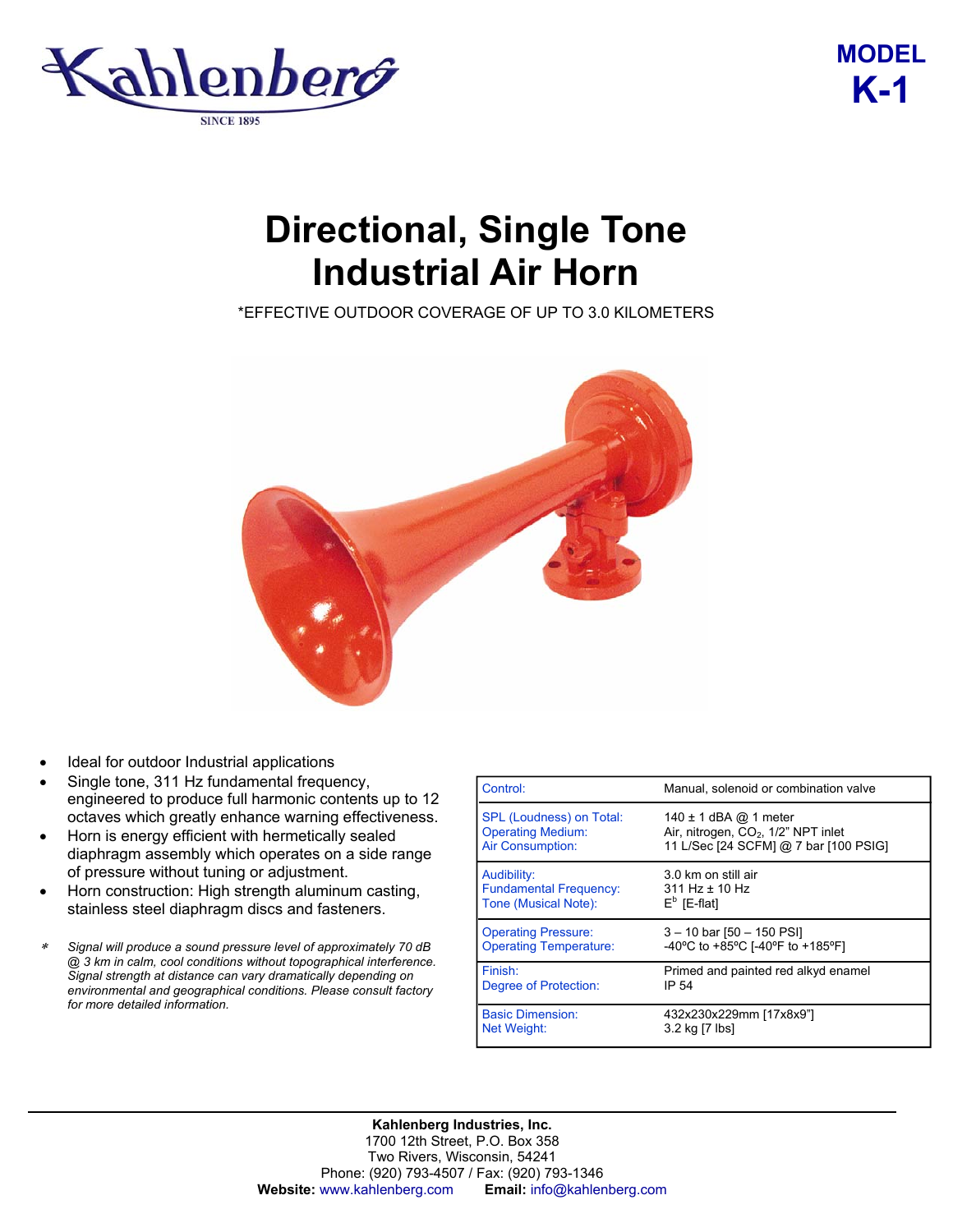Kahlenberg

SINCE 1895

**MODEL**
**K-1**

# Directional, Single Tone Industrial Air Horn

*EFFECTIVE OUTDOOR COVERAGE OF UP TO 3.0 KILOMETERS

- Ideal for outdoor Industrial applications
- Single tone, 311 Hz fundamental frequency, engineered to produce full harmonic contents up to 12 octaves which greatly enhance warning effectiveness.
- Horn is energy efficient with hermetically sealed diaphragm assembly which operates on a side range of pressure without tuning or adjustment.
- Horn construction: High strength aluminum casting, stainless steel diaphragm discs and fasteners.

\* *Signal will produce a sound pressure level of approximately 70 dB @ 3 km in calm, cool conditions without topographical interference. Signal strength at distance can vary dramatically depending on environmental and geographical conditions. Please consult factory for more detailed information.*

| | |
|---|---|
| Control: | Manual, solenoid or combination valve |
| SPL (Loudness) on Total: | 140 ± 1 dBA @ 1 meter |
| Operating Medium: | Air, nitrogen, $CO_2$, 1/2" NPT inlet |
| Air Consumption: | 11 L/Sec [24 SCFM] @ 7 bar [100 PSIG] |
| Audibility: | 3.0 km on still air |
| Fundamental Frequency: | 311 Hz ± 10 Hz |
| Tone (Musical Note): | $E^b$ [E-flat] |
| Operating Pressure: | 3 – 10 bar [50 – 150 PSI] |
| Operating Temperature: | -40ºC to +85ºC [-40ºF to +185ºF] |
| Finish: | Primed and painted red alkyd enamel |
| Degree of Protection: | IP 54 |
| Basic Dimension: | 432x230x229mm [17x8x9"] |
| Net Weight: | 3.2 kg [7 lbs] |

**Kahlenberg Industries, Inc.**
1700 12th Street, P.O. Box 358
Two Rivers, Wisconsin, 54241
Phone: (920) 793-4507 / Fax: (920) 793-1346
**Website:** www.kahlenberg.com **Email:** info@kahlenberg.com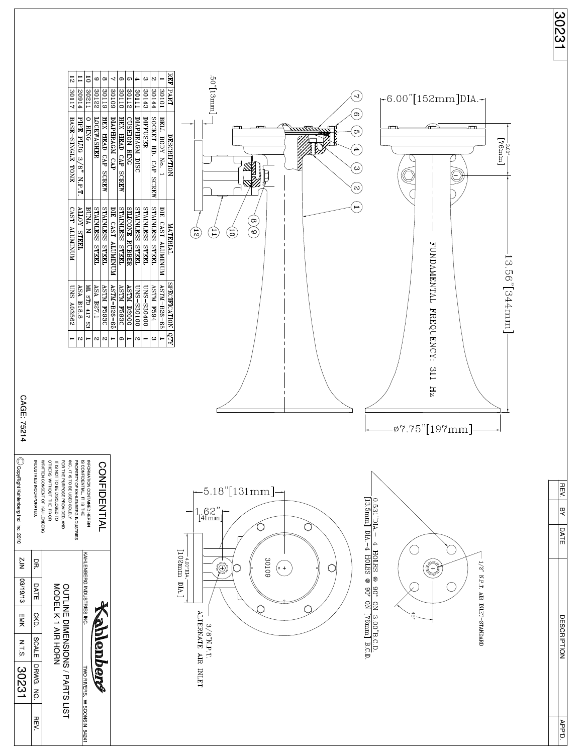| REF | PART | DESCRIPTION | MATERIAL | SPECIFICATION | QTY |
|---|---|---|---|---|---|
| 1 | 30101 | BELL BODY No. 1 | DIE CAST ALUMINUM | ASTM-B26-65 | 1 |
| 2 | 30144 | SOCKET HD. CAP SCREW | STAINLESS STEEL | ASTM F594 | 3 |
| 3 | 30143 | DIFFUSER | STAINLESS STEEL | UNS-S30400 | 1 |
| 4 | 30111 | DIAPHRAGM DISC | STAINLESS STEEL | UNS-S30100 | 2 |
| 5 | 30112 | CUSHION RING | SILICONE RUBBER | ASTM D2000 | 1 |
| 6 | 30110 | HEX HEAD CAP SCREW | STAINLESS STEEL | ASTM F593C | 6 |
| 7 | 30109 | DIAPHRAGM CAP | DIE CAST ALUMINUM | ASTM-B26-65 | 1 |
| 8 | 30119 | HEX HEAD CAP SCREW | STAINLESS STEEL | ASTM F593C | 2 |
| 9 | 30122 | LOCKWASHER | STAINLESS STEEL | ASA B27.1 | 2 |
| 10 | 30211 | O RING | BUNA N | ML STD 417 SB | 1 |
| 11 | 20914 | PIPE PLUG 3/8" N.P.T. | ALLOY STEEL | ASA B18.8 | 2 |
| 12 | 30117 | BASE-SINGLE TONE | CAST ALUMINUM | UNS A03562 | 1 |

.50"[13mm]

6.00"[152mm]DIA.

3.00" [76mm]

13.56"[344mm]

FUNDAMENTAL FREQUENCY: 311 Hz

ø7.75"[197mm]

5.18"[131mm]

1.62" [41mm]

4.00"DIA. [102mm DIA.]

30109

3/8"N.P.T. ALTERNATE AIR INLET

0.531"DIA - 4 HOLES @ 90° ON 3.00"B.C.D. [13.5mm] DIA-4 HOLES @ 90° ON [76mm] B.C.D.

1/2" N.P.T. AIR INLET-STANDARD

45°

CAGE: 75214

| REV. | BY | DATE | DESCRIPTION | APP'D. |
|---|---|---|---|---|
| | | | | |

**CONFIDENTIAL**

INFORMATION CONTAINED HEREIN IS CONFIDENTIAL. IT IS THE PROPERTY OF KAHLENBERG INDUSTRIES INC. IT IS TO BE USED SOLELY FOR THE PURPOSE PROVIDED, AND IT IS NOT TO BE DISCLOSED TO OTHERS WITHOUT THE PRIOR WRITTEN CONSENT OF KAHLENBERG INDUSTRIES INCORPORATED.

© CopyRight Kahlenberg Ind. Inc. 2010

Kahlenberg

KAHLENBERG INDUSTRIES INC. TWO RIVERS, WISCONSIN 54241

OUTLINE DIMENSIONS / PARTS LIST
MODEL K-1 AIR HORN

| DR. | DATE | CKD. | SCALE | DRWG. NO. | REV. |
|---|---|---|---|---|---|
| ZJN | 03/19/13 | EMK | N.T.S. | 30231 | |